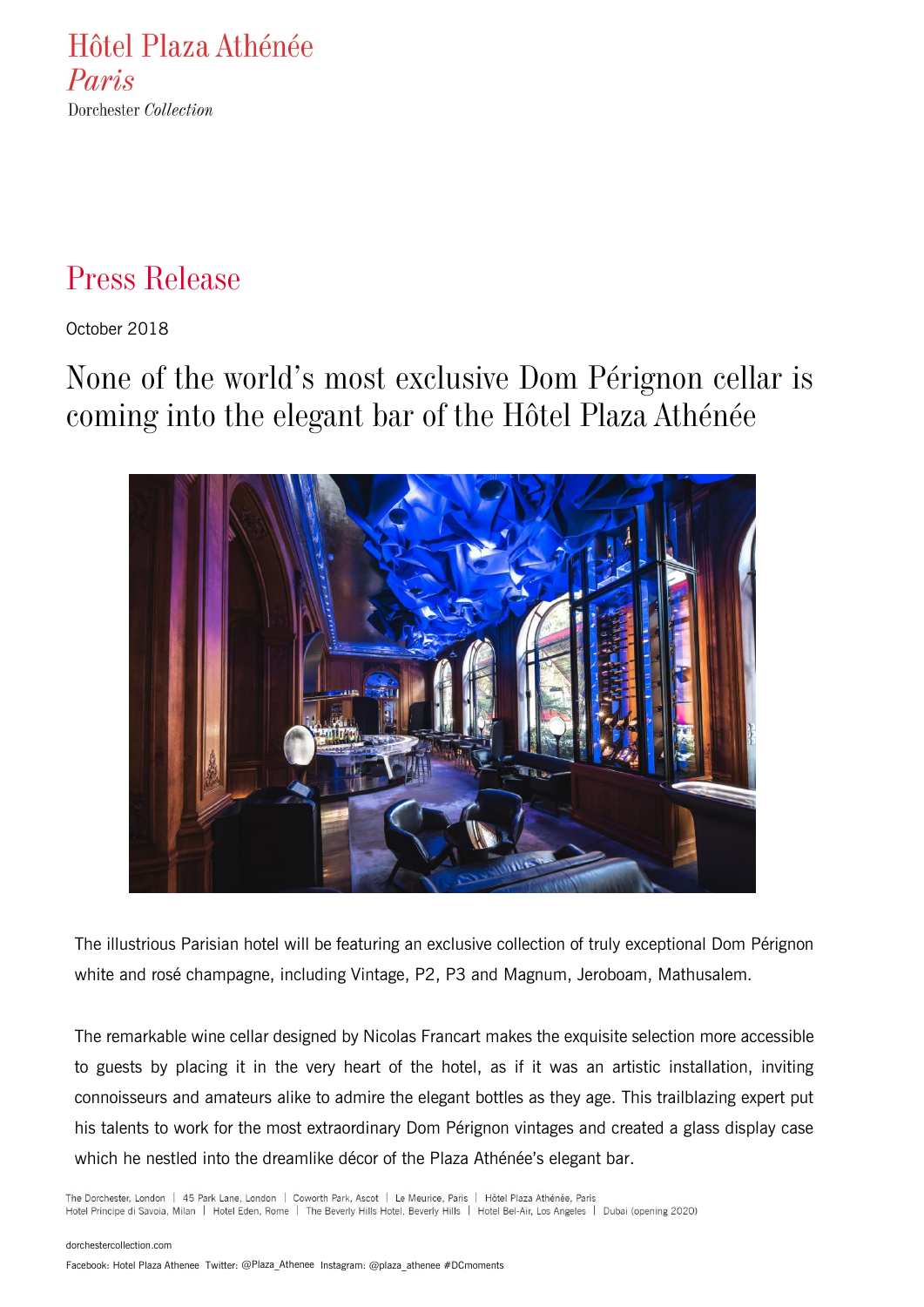Hôtel Plaza Athénée
*Paris*
Dorchester *Collection*

# Press Release

October 2018

## None of the world's most exclusive Dom Pérignon cellar is coming into the elegant bar of the Hôtel Plaza Athénée

The illustrious Parisian hotel will be featuring an exclusive collection of truly exceptional Dom Pérignon white and rosé champagne, including Vintage, P2, P3 and Magnum, Jeroboam, Mathusalem.

The remarkable wine cellar designed by Nicolas Francart makes the exquisite selection more accessible to guests by placing it in the very heart of the hotel, as if it was an artistic installation, inviting connoisseurs and amateurs alike to admire the elegant bottles as they age. This trailblazing expert put his talents to work for the most extraordinary Dom Pérignon vintages and created a glass display case which he nestled into the dreamlike décor of the Plaza Athénée's elegant bar.

The Dorchester, London | 45 Park Lane, London | Coworth Park, Ascot | Le Meurice, Paris | Hôtel Plaza Athénée, Paris
Hotel Principe di Savoia, Milan | Hotel Eden, Rome | The Beverly Hills Hotel, Beverly Hills | Hotel Bel-Air, Los Angeles | Dubai (opening 2020)

dorchestercollection.com

Facebook: Hotel Plaza Athenee Twitter: @Plaza_Athenee Instagram: @plaza_athenee #DCmoments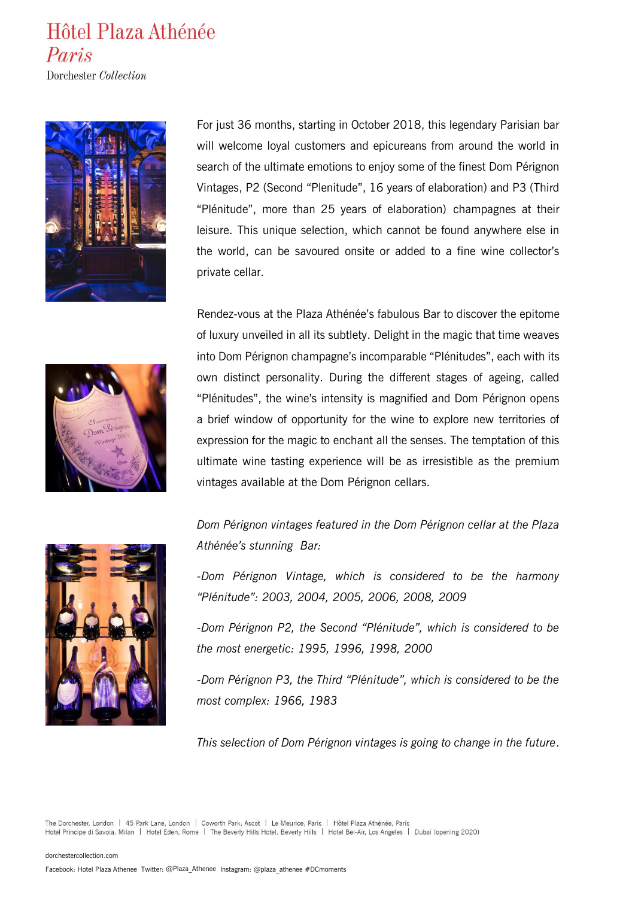For just 36 months, starting in October 2018, this legendary Parisian bar will welcome loyal customers and epicureans from around the world in search of the ultimate emotions to enjoy some of the finest Dom Pérignon Vintages, P2 (Second "Plenitude", 16 years of elaboration) and P3 (Third "Plénitude", more than 25 years of elaboration) champagnes at their leisure. This unique selection, which cannot be found anywhere else in the world, can be savoured onsite or added to a fine wine collector's private cellar.

Rendez-vous at the Plaza Athénée's fabulous Bar to discover the epitome of luxury unveiled in all its subtlety. Delight in the magic that time weaves into Dom Pérignon champagne's incomparable "Plénitudes", each with its own distinct personality. During the different stages of ageing, called "Plénitudes", the wine's intensity is magnified and Dom Pérignon opens a brief window of opportunity for the wine to explore new territories of expression for the magic to enchant all the senses. The temptation of this ultimate wine tasting experience will be as irresistible as the premium vintages available at the Dom Pérignon cellars.

*Dom Pérignon vintages featured in the Dom Pérignon cellar at the Plaza Athénée's stunning Bar:*

*-Dom Pérignon Vintage, which is considered to be the harmony "Plénitude": 2003, 2004, 2005, 2006, 2008, 2009*

*-Dom Pérignon P2, the Second "Plénitude", which is considered to be the most energetic: 1995, 1996, 1998, 2000*

*-Dom Pérignon P3, the Third "Plénitude", which is considered to be the most complex: 1966, 1983*

*This selection of Dom Pérignon vintages is going to change in the future.*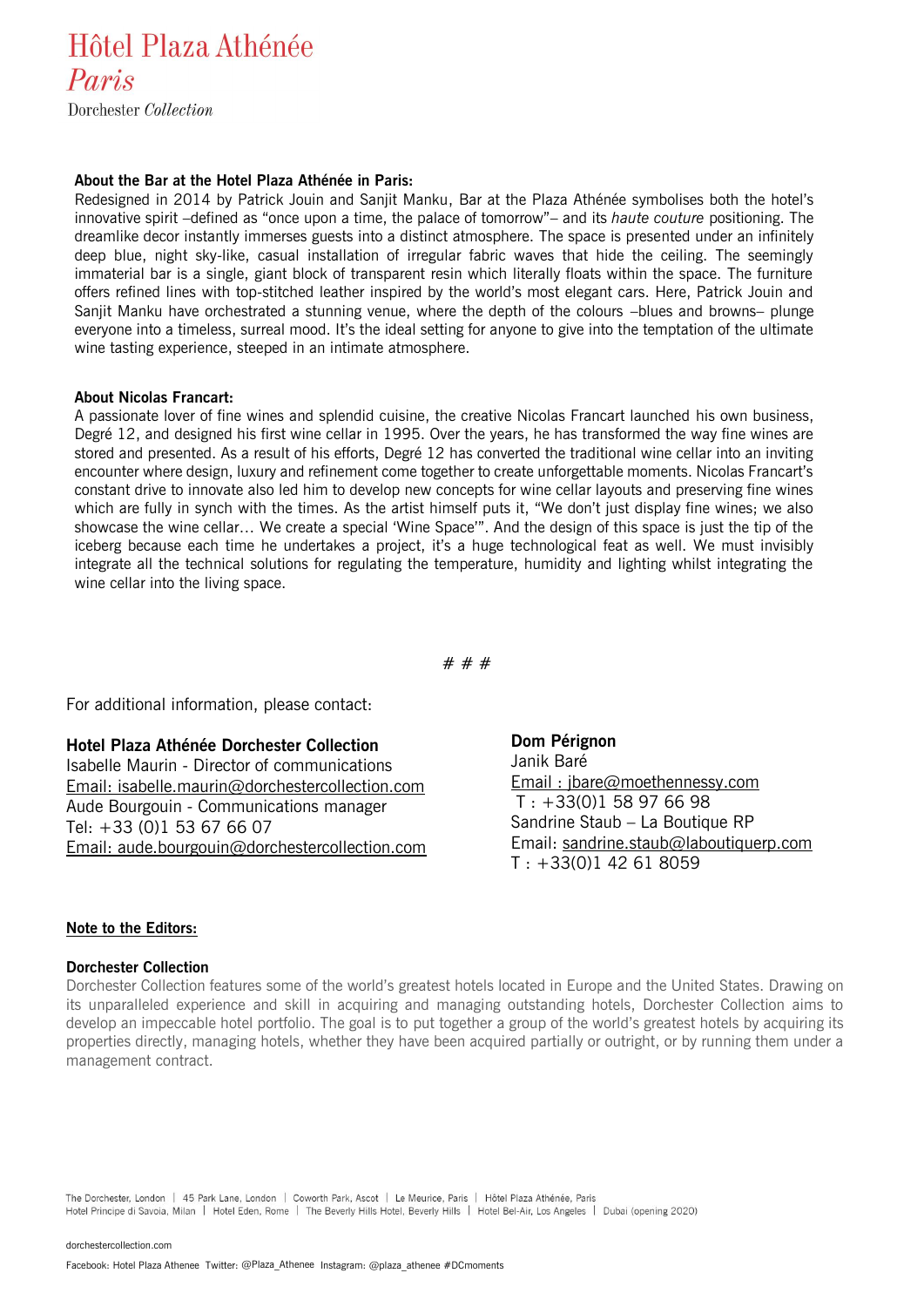Hôtel Plaza Athénée
*Paris*
Dorchester *Collection*

**About the Bar at the Hotel Plaza Athénée in Paris:**
Redesigned in 2014 by Patrick Jouin and Sanjit Manku, Bar at the Plaza Athénée symbolises both the hotel's innovative spirit –defined as "once upon a time, the palace of tomorrow"– and its *haute couture* positioning. The dreamlike decor instantly immerses guests into a distinct atmosphere. The space is presented under an infinitely deep blue, night sky-like, casual installation of irregular fabric waves that hide the ceiling. The seemingly immaterial bar is a single, giant block of transparent resin which literally floats within the space. The furniture offers refined lines with top-stitched leather inspired by the world's most elegant cars. Here, Patrick Jouin and Sanjit Manku have orchestrated a stunning venue, where the depth of the colours –blues and browns– plunge everyone into a timeless, surreal mood. It's the ideal setting for anyone to give into the temptation of the ultimate wine tasting experience, steeped in an intimate atmosphere.

**About Nicolas Francart:**
A passionate lover of fine wines and splendid cuisine, the creative Nicolas Francart launched his own business, Degré 12, and designed his first wine cellar in 1995. Over the years, he has transformed the way fine wines are stored and presented. As a result of his efforts, Degré 12 has converted the traditional wine cellar into an inviting encounter where design, luxury and refinement come together to create unforgettable moments. Nicolas Francart's constant drive to innovate also led him to develop new concepts for wine cellar layouts and preserving fine wines which are fully in synch with the times. As the artist himself puts it, "We don't just display fine wines; we also showcase the wine cellar… We create a special 'Wine Space'". And the design of this space is just the tip of the iceberg because each time he undertakes a project, it's a huge technological feat as well. We must invisibly integrate all the technical solutions for regulating the temperature, humidity and lighting whilst integrating the wine cellar into the living space.

*# # #*

For additional information, please contact:

**Hotel Plaza Athénée Dorchester Collection**
Isabelle Maurin - Director of communications
Email: isabelle.maurin@dorchestercollection.com
Aude Bourgouin - Communications manager
Tel: +33 (0)1 53 67 66 07
Email: aude.bourgouin@dorchestercollection.com

**Dom Pérignon**
Janik Baré
Email : jbare@moethennessy.com
T : +33(0)1 58 97 66 98
Sandrine Staub – La Boutique RP
Email: sandrine.staub@laboutiquerp.com
T : +33(0)1 42 61 8059

**Note to the Editors:**

**Dorchester Collection**
Dorchester Collection features some of the world's greatest hotels located in Europe and the United States. Drawing on its unparalleled experience and skill in acquiring and managing outstanding hotels, Dorchester Collection aims to develop an impeccable hotel portfolio. The goal is to put together a group of the world's greatest hotels by acquiring its properties directly, managing hotels, whether they have been acquired partially or outright, or by running them under a management contract.

The Dorchester, London | 45 Park Lane, London | Coworth Park, Ascot | Le Meurice, Paris | Hôtel Plaza Athénée, Paris
Hotel Principe di Savoia, Milan | Hotel Eden, Rome | The Beverly Hills Hotel, Beverly Hills | Hotel Bel-Air, Los Angeles | Dubai (opening 2020)

dorchestercollection.com

Facebook: Hotel Plaza Athenee Twitter: @Plaza_Athenee Instagram: @plaza_athenee #DCmoments